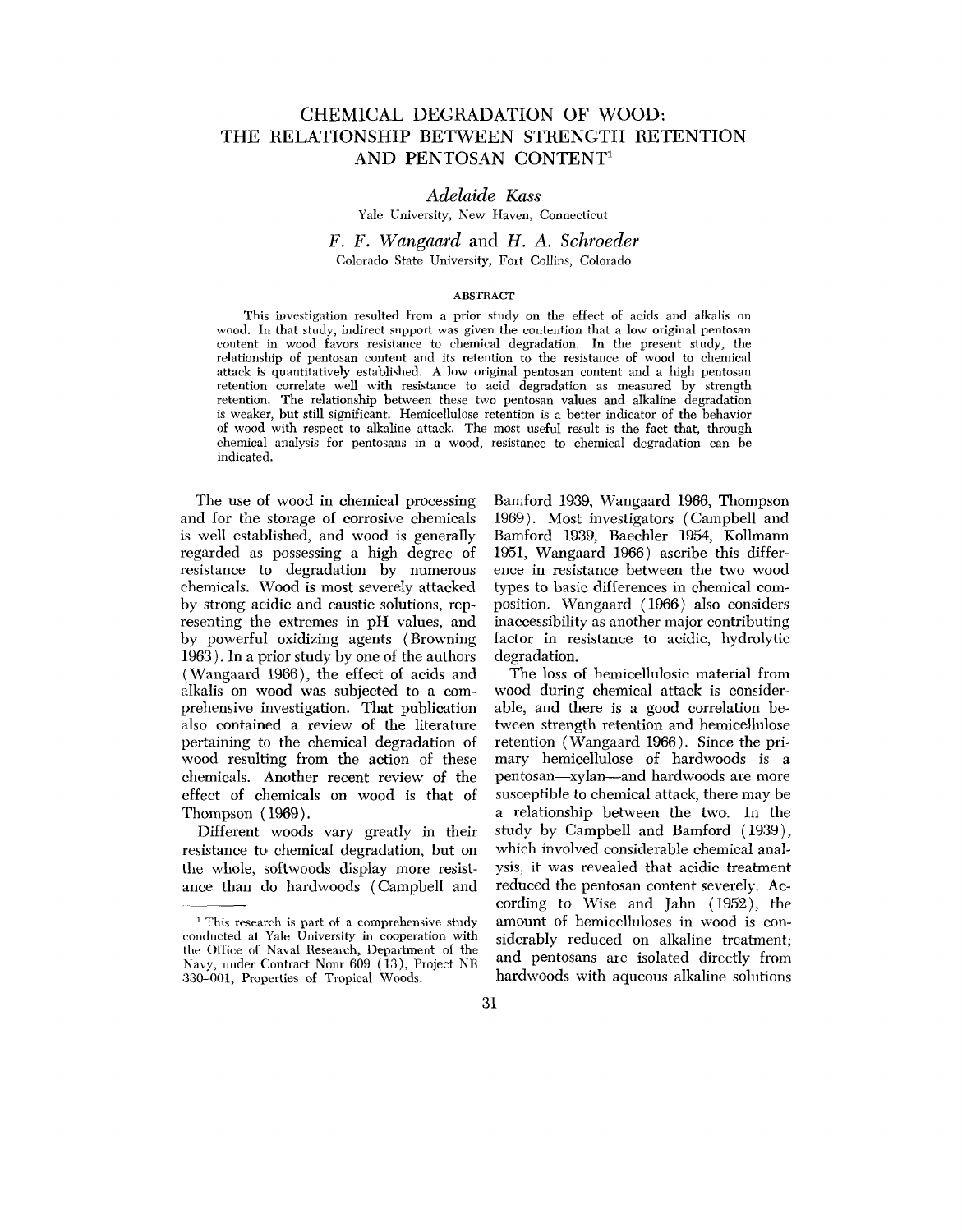# CHEMICAL DEGRADATION OF WOOD: THE RELATIONSHIP BETWEEN STRENGTH RETENTION AND PENTOSAN CONTENT[1]

*Adelaide Kass*

Yale University, New Haven, Connecticut

*F. F. Wangaard* and *H. A. Schroeder*

Colorado State University, Fort Collins, Colorado

## ABSTRACT

This investigation resulted from a prior study on the effect of acids and alkalis on wood. In that study, indirect support was given the contention that a low original pentosan content in wood favors resistance to chemical degradation. In the present study, the relationship of pentosan content and its retention to the resistance of wood to chemical attack is quantitatively established. A low original pentosan content and a high pentosan retention correlate well with resistance to acid degradation as measured by strength retention. The relationship between these two pentosan values and alkaline degradation is weaker, but still significant. Hemicellulose retention is a better indicator of the behavior of wood with respect to alkaline attack. The most useful result is the fact that, through chemical analysis for pentosans in a wood, resistance to chemical degradation can be indicated.

The use of wood in chemical processing and for the storage of corrosive chemicals is well established, and wood is generally regarded as possessing a high degree of resistance to degradation by numerous chemicals. Wood is most severely attacked by strong acidic and caustic solutions, representing the extremes in pH values, and by powerful oxidizing agents (Browning 1963). In a prior study by one of the authors (Wangaard 1966), the effect of acids and alkalis on wood was subjected to a comprehensive investigation. That publication also contained a review of the literature pertaining to the chemical degradation of wood resulting from the action of these chemicals. Another recent review of the effect of chemicals on wood is that of Thompson (1969).

Different woods vary greatly in their resistance to chemical degradation, but on the whole, softwoods display more resistance than do hardwoods (Campbell and Bamford 1939, Wangaard 1966, Thompson 1969). Most investigators (Campbell and Bamford 1939, Baechler 1954, Kollmann 1951, Wangaard 1966) ascribe this difference in resistance between the two wood types to basic differences in chemical composition. Wangaard (1966) also considers inaccessibility as another major contributing factor in resistance to acidic, hydrolytic degradation.

The loss of hemicellulosic material from wood during chemical attack is considerable, and there is a good correlation between strength retention and hemicellulose retention (Wangaard 1966). Since the primary hemicellulose of hardwoods is a pentosan—xylan—and hardwoods are more susceptible to chemical attack, there may be a relationship between the two. In the study by Campbell and Bamford (1939), which involved considerable chemical analysis, it was revealed that acidic treatment reduced the pentosan content severely. According to Wise and Jahn (1952), the amount of hemicelluloses in wood is considerably reduced on alkaline treatment; and pentosans are isolated directly from hardwoods with aqueous alkaline solutions

[1] This research is part of a comprehensive study conducted at Yale University in cooperation with the Office of Naval Research, Department of the Navy, under Contract Nonr 609 (13), Project NR 330-001, Properties of Tropical Woods.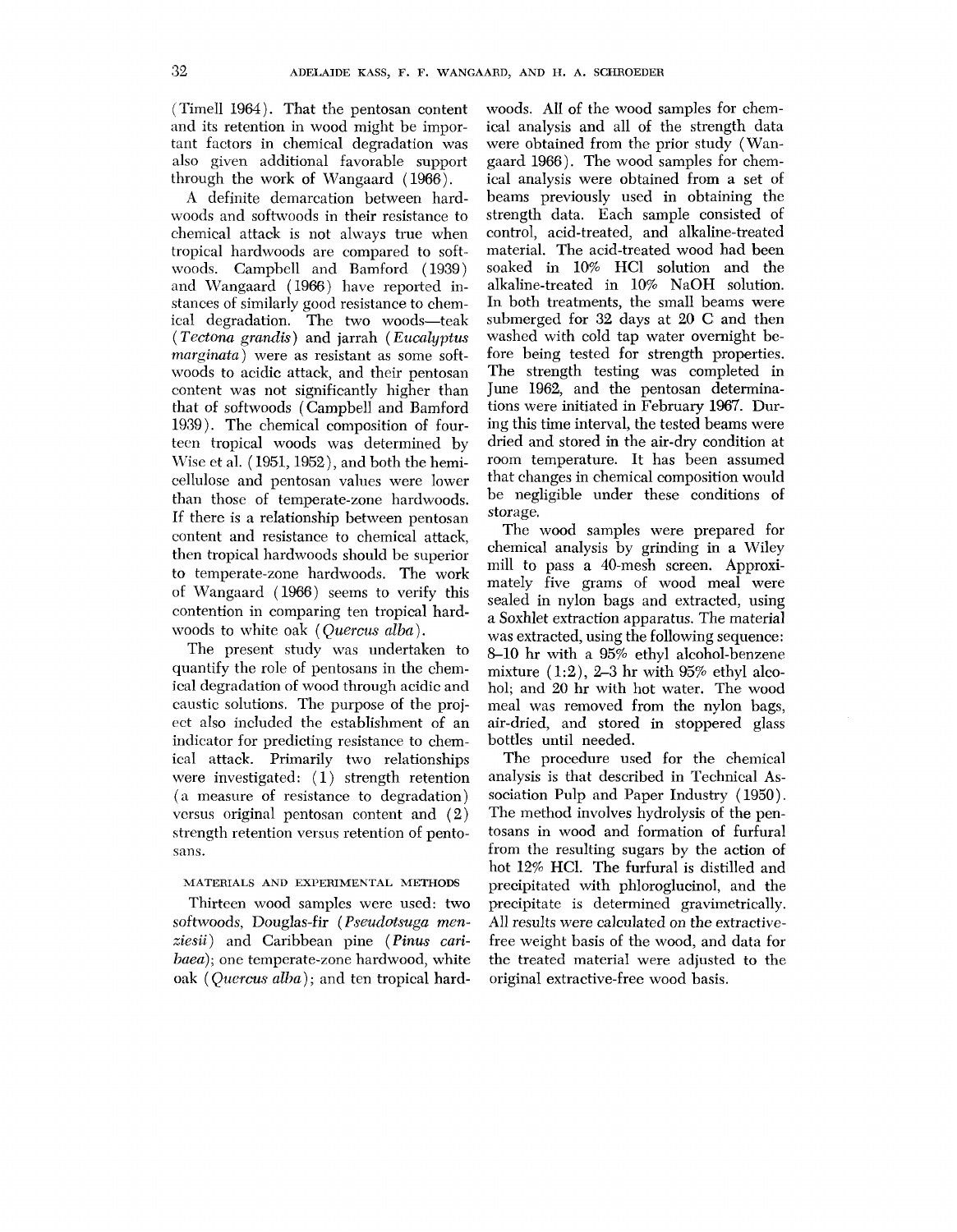(Timell 1964). That the pentosan content and its retention in wood might be important factors in chemical degradation was also given additional favorable support through the work of Wangaard (1966).

A definite demarcation between hardwoods and softwoods in their resistance to chemical attack is not always true when tropical hardwoods are compared to softwoods. Campbell and Bamford (1939) and Wangaard (1966) have reported instances of similarly good resistance to chemical degradation. The two woods—teak (*Tectona grandis*) and jarrah (*Eucalyptus marginata*) were as resistant as some softwoods to acidic attack, and their pentosan content was not significantly higher than that of softwoods (Campbell and Bamford 1939). The chemical composition of fourteen tropical woods was determined by Wise et al. (1951, 1952), and both the hemicellulose and pentosan values were lower than those of temperate-zone hardwoods. If there is a relationship between pentosan content and resistance to chemical attack, then tropical hardwoods should be superior to temperate-zone hardwoods. The work of Wangaard (1966) seems to verify this contention in comparing ten tropical hardwoods to white oak (*Quercus alba*).

The present study was undertaken to quantify the role of pentosans in the chemical degradation of wood through acidic and caustic solutions. The purpose of the project also included the establishment of an indicator for predicting resistance to chemical attack. Primarily two relationships were investigated: (1) strength retention (a measure of resistance to degradation) versus original pentosan content and (2) strength retention versus retention of pentosans.

## MATERIALS AND EXPERIMENTAL METHODS

Thirteen wood samples were used: two softwoods, Douglas-fir (*Pseudotsuga menziesii*) and Caribbean pine (*Pinus caribaea*); one temperate-zone hardwood, white oak (*Quercus alba*); and ten tropical hardwoods. All of the wood samples for chemical analysis and all of the strength data were obtained from the prior study (Wangaard 1966). The wood samples for chemical analysis were obtained from a set of beams previously used in obtaining the strength data. Each sample consisted of control, acid-treated, and alkaline-treated material. The acid-treated wood had been soaked in 10% HCl solution and the alkaline-treated in 10% NaOH solution. In both treatments, the small beams were submerged for 32 days at 20 C and then washed with cold tap water overnight before being tested for strength properties. The strength testing was completed in June 1962, and the pentosan determinations were initiated in February 1967. During this time interval, the tested beams were dried and stored in the air-dry condition at room temperature. It has been assumed that changes in chemical composition would be negligible under these conditions of storage.

The wood samples were prepared for chemical analysis by grinding in a Wiley mill to pass a 40-mesh screen. Approximately five grams of wood meal were sealed in nylon bags and extracted, using a Soxhlet extraction apparatus. The material was extracted, using the following sequence: 8–10 hr with a 95% ethyl alcohol-benzene mixture (1:2), 2–3 hr with 95% ethyl alcohol; and 20 hr with hot water. The wood meal was removed from the nylon bags, air-dried, and stored in stoppered glass bottles until needed.

The procedure used for the chemical analysis is that described in Technical Association Pulp and Paper Industry (1950). The method involves hydrolysis of the pentosans in wood and formation of furfural from the resulting sugars by the action of hot 12% HCl. The furfural is distilled and precipitated with phloroglucinol, and the precipitate is determined gravimetrically. All results were calculated on the extractive-free weight basis of the wood, and data for the treated material were adjusted to the original extractive-free wood basis.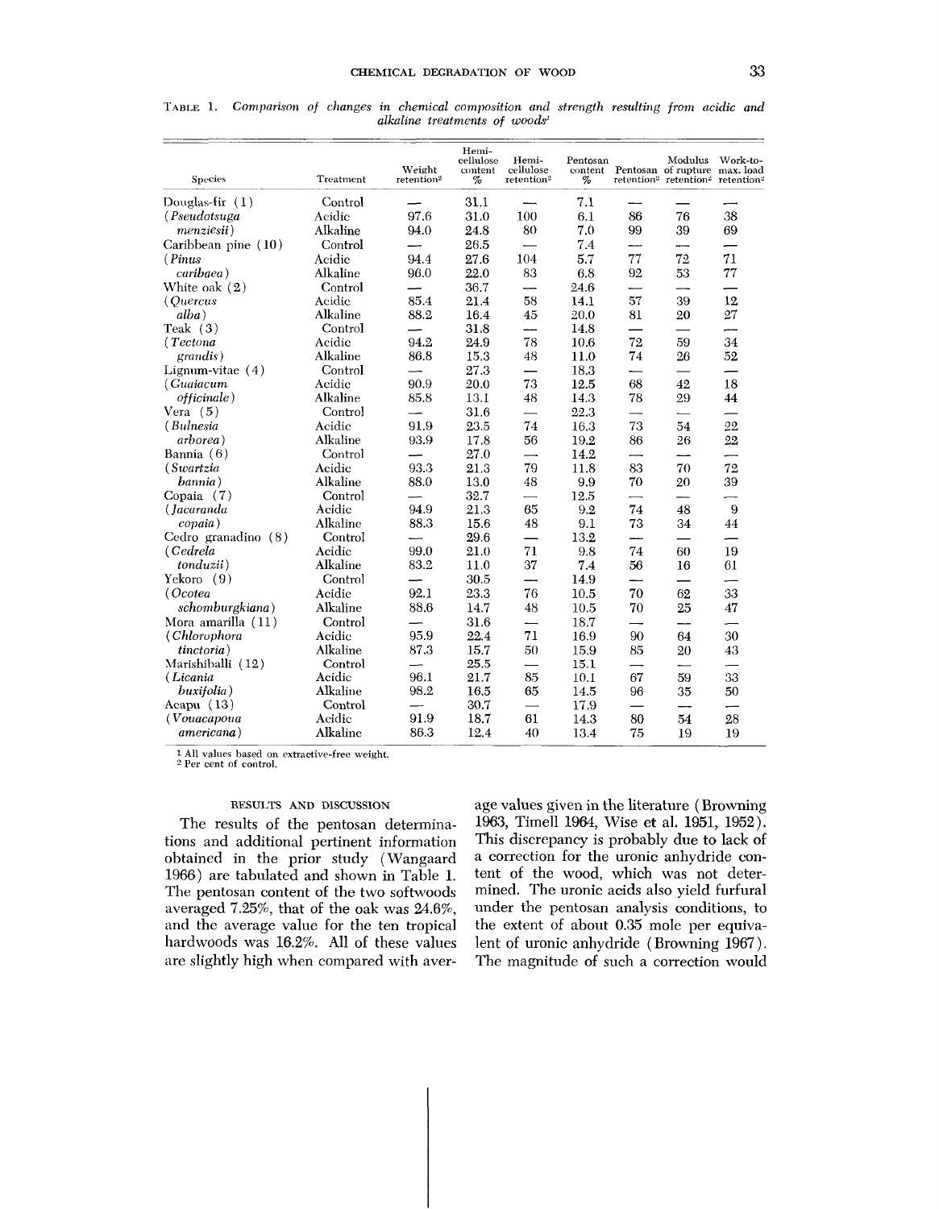TABLE 1. *Comparison of changes in chemical composition and strength resulting from acidic and alkaline treatments of woods*[1]

| Species | Treatment | Weight retention[2] | Hemi-cellulose content % | Hemi-cellulose retention[2] | Pentosan content % | Pentosan retention[2] | Modulus of rupture retention[2] | Work-to-max. load retention[2] |
|---|---|---|---|---|---|---|---|---|
| Douglas-fir (1) | Control | — | 31.1 | — | 7.1 | — | — | — |
| (*Pseudotsuga* | Acidic | 97.6 | 31.0 | 100 | 6.1 | 86 | 76 | 38 |
| *menziesii*) | Alkaline | 94.0 | 24.8 | 80 | 7.0 | 99 | 39 | 69 |
| Caribbean pine (10) | Control | — | 26.5 | — | 7.4 | — | — | — |
| (*Pinus* | Acidic | 94.4 | 27.6 | 104 | 5.7 | 77 | 72 | 71 |
| *caribaea*) | Alkaline | 96.0 | 22.0 | 83 | 6.8 | 92 | 53 | 77 |
| White oak (2) | Control | — | 36.7 | — | 24.6 | — | — | — |
| (*Quercus* | Acidic | 85.4 | 21.4 | 58 | 14.1 | 57 | 39 | 12 |
| *alba*) | Alkaline | 88.2 | 16.4 | 45 | 20.0 | 81 | 20 | 27 |
| Teak (3) | Control | — | 31.8 | — | 14.8 | — | — | — |
| (*Tectona* | Acidic | 94.2 | 24.9 | 78 | 10.6 | 72 | 59 | 34 |
| *grandis*) | Alkaline | 86.8 | 15.3 | 48 | 11.0 | 74 | 26 | 52 |
| Lignum-vitae (4) | Control | — | 27.3 | — | 18.3 | — | — | — |
| (*Guaiacum* | Acidic | 90.9 | 20.0 | 73 | 12.5 | 68 | 42 | 18 |
| *officinale*) | Alkaline | 85.8 | 13.1 | 48 | 14.3 | 78 | 29 | 44 |
| Vera (5) | Control | — | 31.6 | — | 22.3 | — | — | — |
| (*Bulnesia* | Acidic | 91.9 | 23.5 | 74 | 16.3 | 73 | 54 | 22 |
| *arborea*) | Alkaline | 93.9 | 17.8 | 56 | 19.2 | 86 | 26 | 22 |
| Bannia (6) | Control | — | 27.0 | — | 14.2 | — | — | — |
| (*Swartzia* | Acidic | 93.3 | 21.3 | 79 | 11.8 | 83 | 70 | 72 |
| *bannia*) | Alkaline | 88.0 | 13.0 | 48 | 9.9 | 70 | 20 | 39 |
| Copaia (7) | Control | — | 32.7 | — | 12.5 | — | — | — |
| (*Jacaranda* | Acidic | 94.9 | 21.3 | 65 | 9.2 | 74 | 48 | 9 |
| *copaia*) | Alkaline | 88.3 | 15.6 | 48 | 9.1 | 73 | 34 | 44 |
| Cedro granadino (8) | Control | — | 29.6 | — | 13.2 | — | — | — |
| (*Cedrela* | Acidic | 99.0 | 21.0 | 71 | 9.8 | 74 | 60 | 19 |
| *tonduzii*) | Alkaline | 83.2 | 11.0 | 37 | 7.4 | 56 | 16 | 61 |
| Yekoro (9) | Control | — | 30.5 | — | 14.9 | — | — | — |
| (*Ocotea* | Acidic | 92.1 | 23.3 | 76 | 10.5 | 70 | 62 | 33 |
| *schomburgkiana*) | Alkaline | 88.6 | 14.7 | 48 | 10.5 | 70 | 25 | 47 |
| Mora amarilla (11) | Control | — | 31.6 | — | 18.7 | — | — | — |
| (*Chlorophora* | Acidic | 95.9 | 22.4 | 71 | 16.9 | 90 | 64 | 30 |
| *tinctoria*) | Alkaline | 87.3 | 15.7 | 50 | 15.9 | 85 | 20 | 43 |
| Marishiballi (12) | Control | — | 25.5 | — | 15.1 | — | — | — |
| (*Licania* | Acidic | 96.1 | 21.7 | 85 | 10.1 | 67 | 59 | 33 |
| *buxifolia*) | Alkaline | 98.2 | 16.5 | 65 | 14.5 | 96 | 35 | 50 |
| Acapu (13) | Control | — | 30.7 | — | 17.9 | — | — | — |
| (*Vouacapoua* | Acidic | 91.9 | 18.7 | 61 | 14.3 | 80 | 54 | 28 |
| *americana*) | Alkaline | 86.3 | 12.4 | 40 | 13.4 | 75 | 19 | 19 |

[1] All values based on extractive-free weight.
[2] Per cent of control.

## RESULTS AND DISCUSSION

The results of the pentosan determinations and additional pertinent information obtained in the prior study (Wangaard 1966) are tabulated and shown in Table 1. The pentosan content of the two softwoods averaged 7.25%, that of the oak was 24.6%, and the average value for the ten tropical hardwoods was 16.2%. All of these values are slightly high when compared with average values given in the literature (Browning 1963, Timell 1964, Wise et al. 1951, 1952). This discrepancy is probably due to lack of a correction for the uronic anhydride content of the wood, which was not determined. The uronic acids also yield furfural under the pentosan analysis conditions, to the extent of about 0.35 mole per equivalent of uronic anhydride (Browning 1967). The magnitude of such a correction would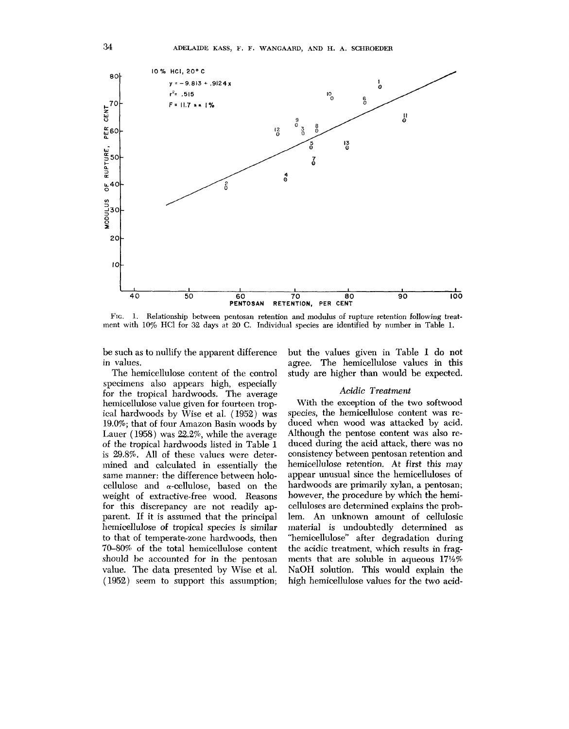10% HCl, 20° C

$y = -9.813 + .9124x$

$r^2 = .515$

$F = 11.7$ ** 1%

FIG. 1. Relationship between pentosan retention and modulus of rupture retention following treatment with 10% HCl for 32 days at 20 C. Individual species are identified by number in Table 1.

be such as to nullify the apparent difference in values.

The hemicellulose content of the control specimens also appears high, especially for the tropical hardwoods. The average hemicellulose value given for fourteen tropical hardwoods by Wise et al. (1952) was 19.0%; that of four Amazon Basin woods by Lauer (1958) was 22.2%, while the average of the tropical hardwoods listed in Table 1 is 29.8%. All of these values were determined and calculated in essentially the same manner: the difference between holocellulose and α-cellulose, based on the weight of extractive-free wood. Reasons for this discrepancy are not readily apparent. If it is assumed that the principal hemicellulose of tropical species is similar to that of temperate-zone hardwoods, then 70–80% of the total hemicellulose content should be accounted for in the pentosan value. The data presented by Wise et al. (1952) seem to support this assumption; but the values given in Table 1 do not agree. The hemicellulose values in this study are higher than would be expected.

### *Acidic Treatment*

With the exception of the two softwood species, the hemicellulose content was reduced when wood was attacked by acid. Although the pentose content was also reduced during the acid attack, there was no consistency between pentosan retention and hemicellulose retention. At first this may appear unusual since the hemicelluloses of hardwoods are primarily xylan, a pentosan; however, the procedure by which the hemicelluloses are determined explains the problem. An unknown amount of cellulosic material is undoubtedly determined as "hemicellulose" after degradation during the acidic treatment, which results in fragments that are soluble in aqueous 17½% NaOH solution. This would explain the high hemicellulose values for the two acid-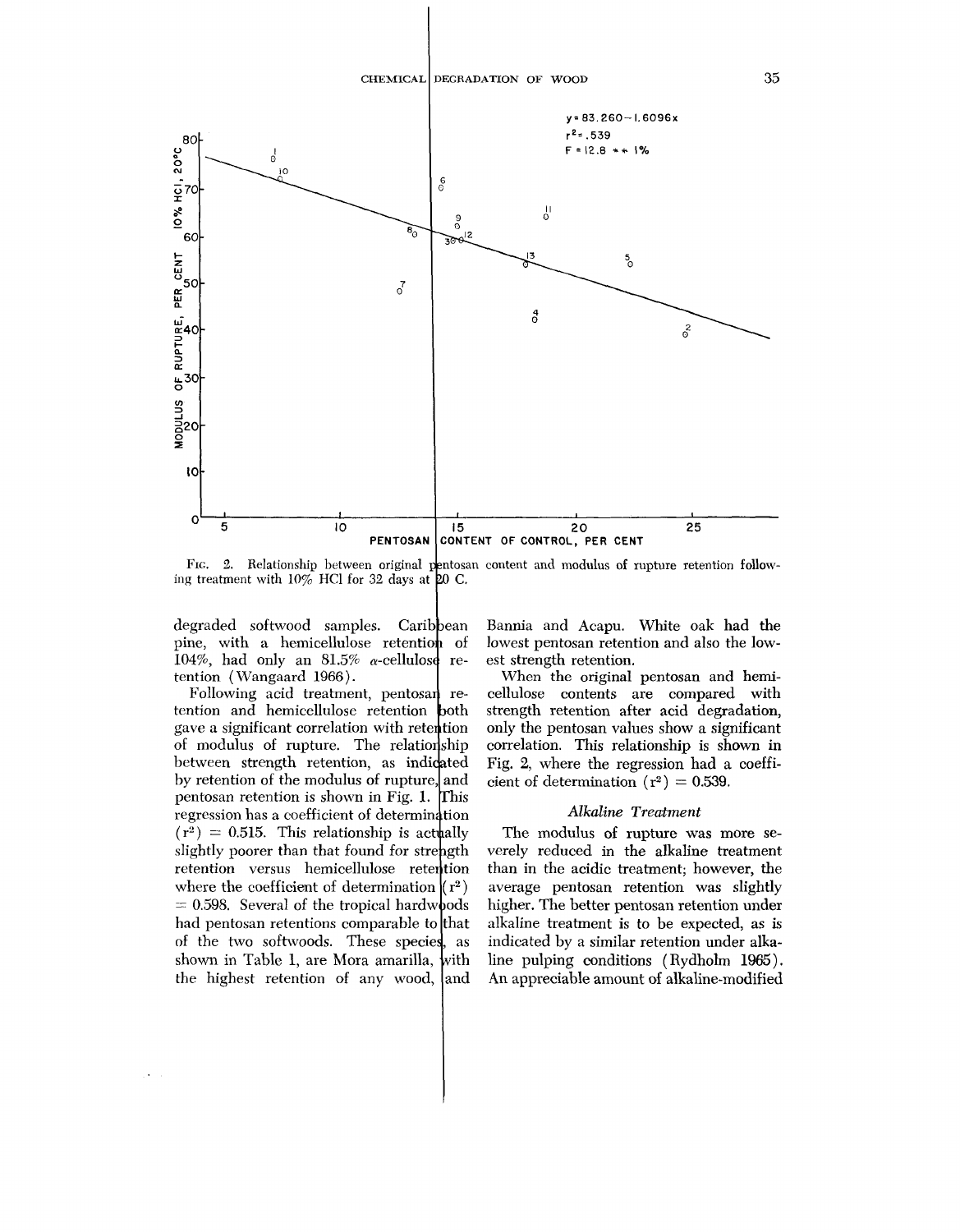FIG. 2. Relationship between original pentosan content and modulus of rupture retention following treatment with 10% HCl for 32 days at 20 C.

degraded softwood samples. Caribbean pine, with a hemicellulose retention of 104%, had only an 81.5% $\alpha$-cellulose retention (Wangaard 1966).

Following acid treatment, pentosan retention and hemicellulose retention both gave a significant correlation with retention of modulus of rupture. The relationship between strength retention, as indicated by retention of the modulus of rupture, and pentosan retention is shown in Fig. 1. This regression has a coefficient of determination ($r^2$) = 0.515. This relationship is actually slightly poorer than that found for strength retention versus hemicellulose retention where the coefficient of determination ($r^2$) = 0.598. Several of the tropical hardwoods had pentosan retentions comparable to that of the two softwoods. These species, as shown in Table 1, are Mora amarilla, with the highest retention of any wood, and Bannia and Acapu. White oak had the lowest pentosan retention and also the lowest strength retention.

When the original pentosan and hemicellulose contents are compared with strength retention after acid degradation, only the pentosan values show a significant correlation. This relationship is shown in Fig. 2, where the regression had a coefficient of determination ($r^2$) = 0.539.

### *Alkaline Treatment*

The modulus of rupture was more severely reduced in the alkaline treatment than in the acidic treatment; however, the average pentosan retention was slightly higher. The better pentosan retention under alkaline treatment is to be expected, as is indicated by a similar retention under alkaline pulping conditions (Rydholm 1965). An appreciable amount of alkaline-modified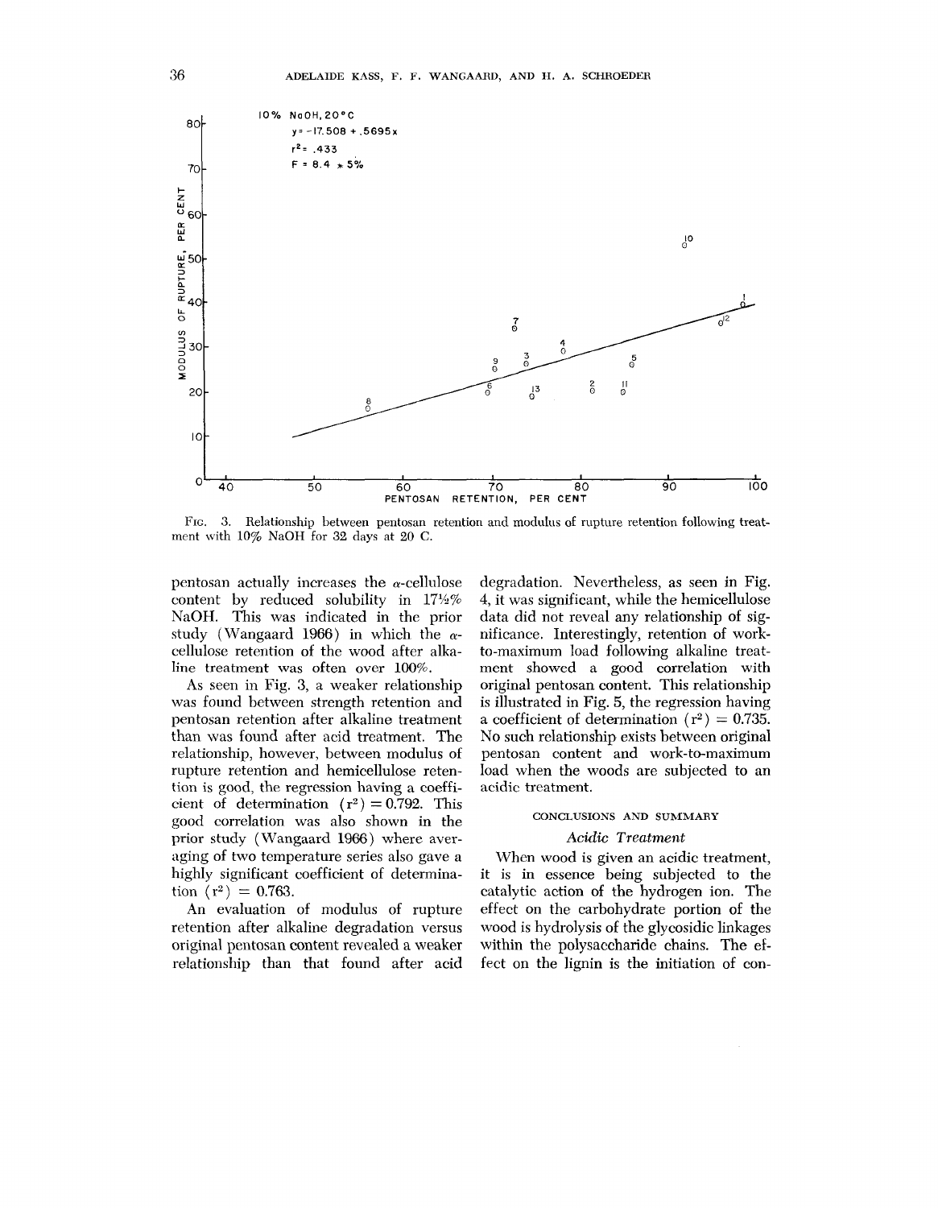10% NaOH, 20°C

$y = -17.508 + .5695x$

$r^2 = .433$

F = 8.4 * 5%

FIG. 3. Relationship between pentosan retention and modulus of rupture retention following treatment with 10% NaOH for 32 days at 20 C.

pentosan actually increases the $\alpha$-cellulose content by reduced solubility in 17½% NaOH. This was indicated in the prior study (Wangaard 1966) in which the $\alpha$-cellulose retention of the wood after alkaline treatment was often over 100%.

As seen in Fig. 3, a weaker relationship was found between strength retention and pentosan retention after alkaline treatment than was found after acid treatment. The relationship, however, between modulus of rupture retention and hemicellulose retention is good, the regression having a coefficient of determination ($r^2$) = 0.792. This good correlation was also shown in the prior study (Wangaard 1966) where averaging of two temperature series also gave a highly significant coefficient of determination ($r^2$) = 0.763.

An evaluation of modulus of rupture retention after alkaline degradation versus original pentosan content revealed a weaker relationship than that found after acid degradation. Nevertheless, as seen in Fig. 4, it was significant, while the hemicellulose data did not reveal any relationship of significance. Interestingly, retention of work-to-maximum load following alkaline treatment showed a good correlation with original pentosan content. This relationship is illustrated in Fig. 5, the regression having a coefficient of determination ($r^2$) = 0.735. No such relationship exists between original pentosan content and work-to-maximum load when the woods are subjected to an acidic treatment.

## CONCLUSIONS AND SUMMARY

### *Acidic Treatment*

When wood is given an acidic treatment, it is in essence being subjected to the catalytic action of the hydrogen ion. The effect on the carbohydrate portion of the wood is hydrolysis of the glycosidic linkages within the polysaccharide chains. The effect on the lignin is the initiation of con-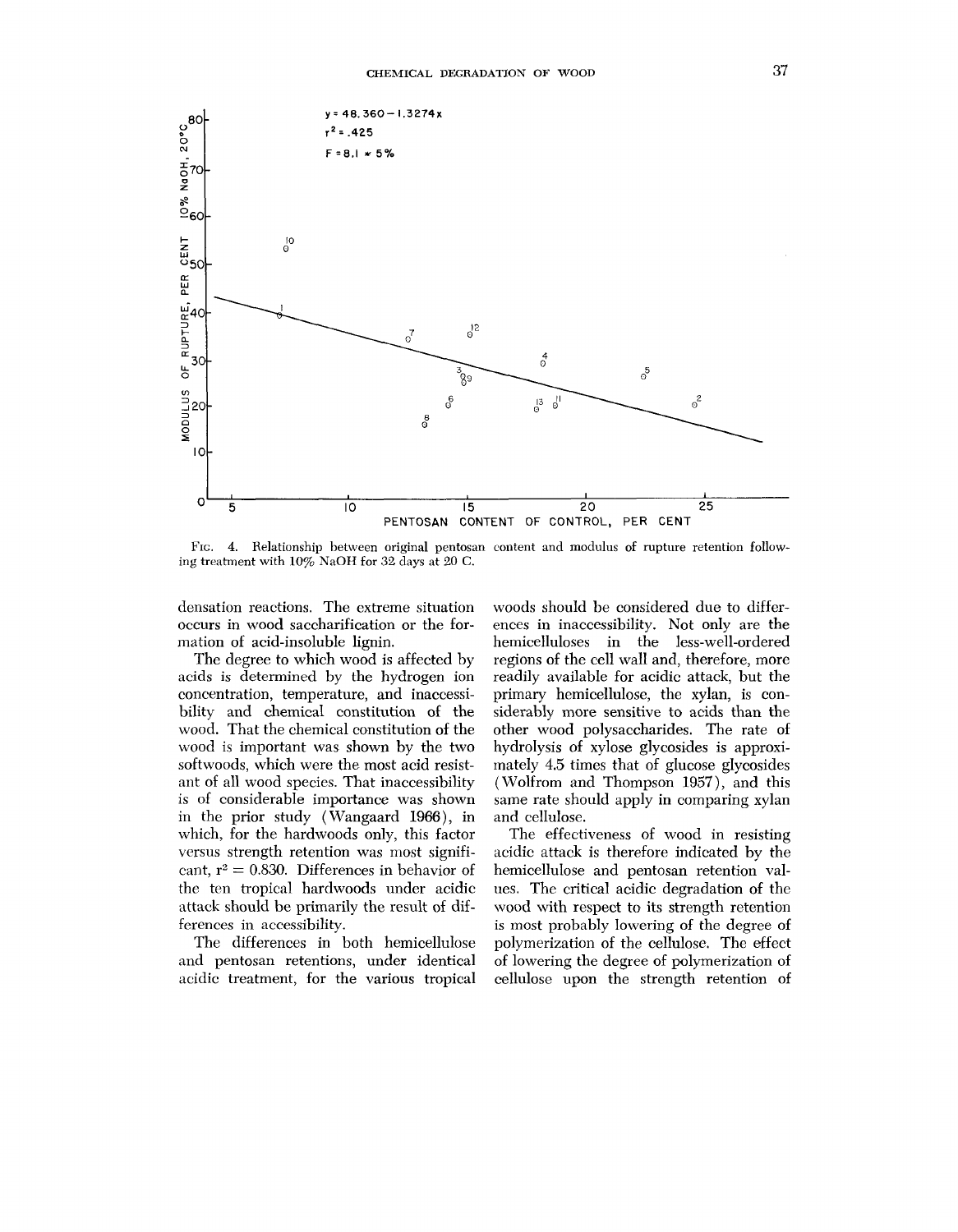Fig. 4. Relationship between original pentosan content and modulus of rupture retention following treatment with 10% NaOH for 32 days at 20 C.

densation reactions. The extreme situation occurs in wood saccharification or the formation of acid-insoluble lignin.

The degree to which wood is affected by acids is determined by the hydrogen ion concentration, temperature, and inaccessibility and chemical constitution of the wood. That the chemical constitution of the wood is important was shown by the two softwoods, which were the most acid resistant of all wood species. That inaccessibility is of considerable importance was shown in the prior study (Wangaard 1966), in which, for the hardwoods only, this factor versus strength retention was most significant, $r^2 = 0.830$. Differences in behavior of the ten tropical hardwoods under acidic attack should be primarily the result of differences in accessibility.

The differences in both hemicellulose and pentosan retentions, under identical acidic treatment, for the various tropical woods should be considered due to differences in inaccessibility. Not only are the hemicelluloses in the less-well-ordered regions of the cell wall and, therefore, more readily available for acidic attack, but the primary hemicellulose, the xylan, is considerably more sensitive to acids than the other wood polysaccharides. The rate of hydrolysis of xylose glycosides is approximately 4.5 times that of glucose glycosides (Wolfrom and Thompson 1957), and this same rate should apply in comparing xylan and cellulose.

The effectiveness of wood in resisting acidic attack is therefore indicated by the hemicellulose and pentosan retention values. The critical acidic degradation of the wood with respect to its strength retention is most probably lowering of the degree of polymerization of the cellulose. The effect of lowering the degree of polymerization of cellulose upon the strength retention of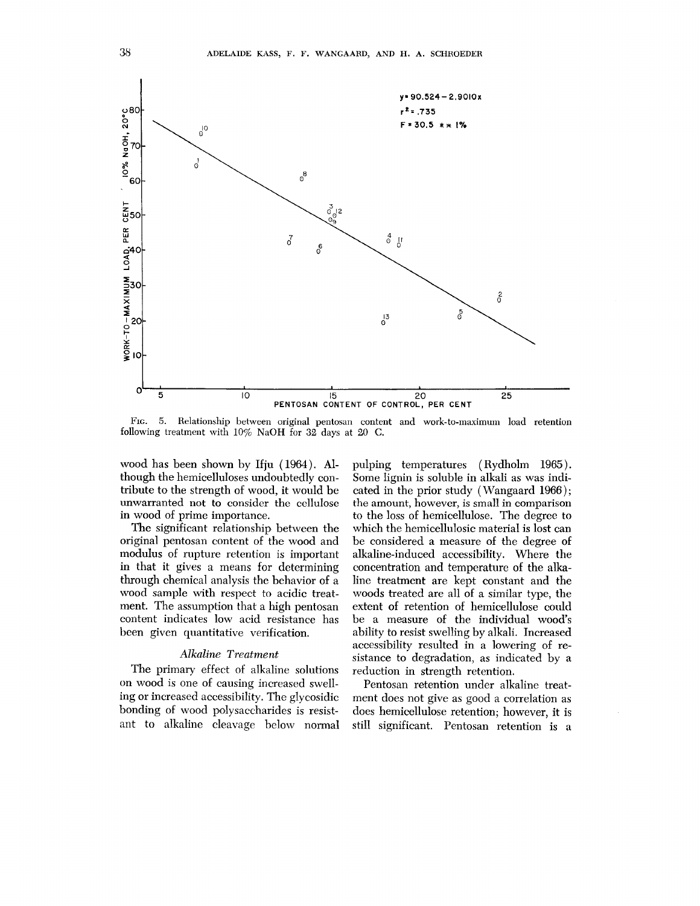FIG. 5. Relationship between original pentosan content and work-to-maximum load retention following treatment with 10% NaOH for 32 days at 20 C.

wood has been shown by Ifju (1964). Although the hemicelluloses undoubtedly contribute to the strength of wood, it would be unwarranted not to consider the cellulose in wood of prime importance.

The significant relationship between the original pentosan content of the wood and modulus of rupture retention is important in that it gives a means for determining through chemical analysis the behavior of a wood sample with respect to acidic treatment. The assumption that a high pentosan content indicates low acid resistance has been given quantitative verification.

### *Alkaline Treatment*

The primary effect of alkaline solutions on wood is one of causing increased swelling or increased accessibility. The glycosidic bonding of wood polysaccharides is resistant to alkaline cleavage below normal pulping temperatures (Rydholm 1965). Some lignin is soluble in alkali as was indicated in the prior study (Wangaard 1966); the amount, however, is small in comparison to the loss of hemicellulose. The degree to which the hemicellulosic material is lost can be considered a measure of the degree of alkaline-induced accessibility. Where the concentration and temperature of the alkaline treatment are kept constant and the woods treated are all of a similar type, the extent of retention of hemicellulose could be a measure of the individual wood's ability to resist swelling by alkali. Increased accessibility resulted in a lowering of resistance to degradation, as indicated by a reduction in strength retention.

Pentosan retention under alkaline treatment does not give as good a correlation as does hemicellulose retention; however, it is still significant. Pentosan retention is a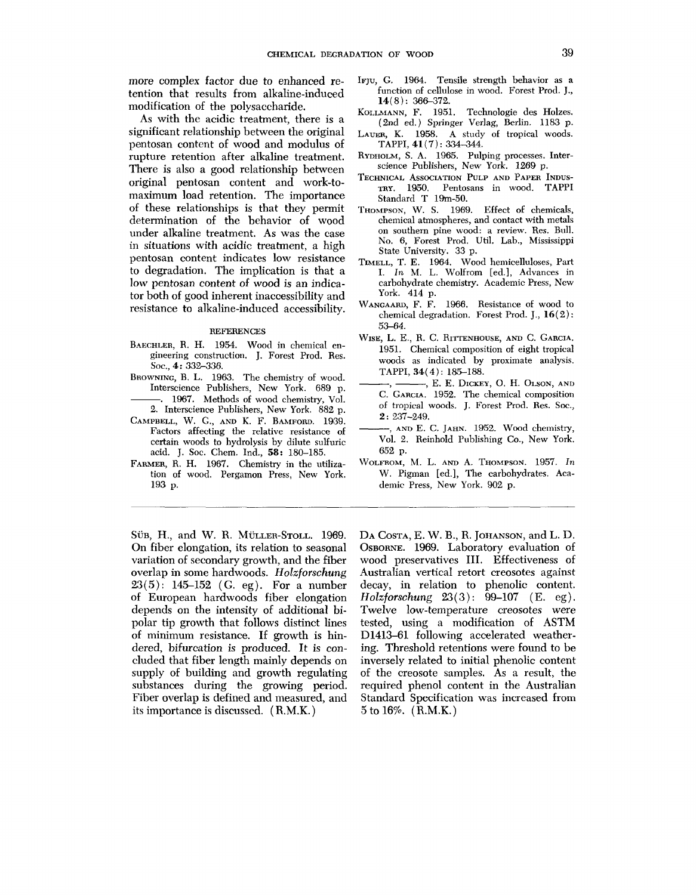more complex factor due to enhanced retention that results from alkaline-induced modification of the polysaccharide.

As with the acidic treatment, there is a significant relationship between the original pentosan content of wood and modulus of rupture retention after alkaline treatment. There is also a good relationship between original pentosan content and work-to-maximum load retention. The importance of these relationships is that they permit determination of the behavior of wood under alkaline treatment. As was the case in situations with acidic treatment, a high pentosan content indicates low resistance to degradation. The implication is that a low pentosan content of wood is an indicator both of good inherent inaccessibility and resistance to alkaline-induced accessibility.

## REFERENCES

Baechler, R. H. 1954. Wood in chemical engineering construction. J. Forest Prod. Res. Soc., **4**: 332–336.

Browning, B. L. 1963. The chemistry of wood. Interscience Publishers, New York. 689 p.

———. 1967. Methods of wood chemistry, Vol. 2. Interscience Publishers, New York. 882 p.

Campbell, W. G., and K. F. Bamford. 1939. Factors affecting the relative resistance of certain woods to hydrolysis by dilute sulfuric acid. J. Soc. Chem. Ind., **58**: 180–185.

Farmer, R. H. 1967. Chemistry in the utilization of wood. Pergamon Press, New York. 193 p.

Ifju, G. 1964. Tensile strength behavior as a function of cellulose in wood. Forest Prod. J., **14**(8): 366–372.

Kollmann, F. 1951. Technologie des Holzes. (2nd ed.) Springer Verlag, Berlin. 1183 p.

Lauer, K. 1958. A study of tropical woods. TAPPI, **41**(7): 334–344.

Rydholm, S. A. 1965. Pulping processes. Interscience Publishers, New York. 1269 p.

Technical Association Pulp and Paper Industry. 1950. Pentosans in wood. TAPPI Standard T 19m-50.

Thompson, W. S. 1969. Effect of chemicals, chemical atmospheres, and contact with metals on southern pine wood: a review. Res. Bull. No. 6, Forest Prod. Util. Lab., Mississippi State University. 33 p.

Timell, T. E. 1964. Wood hemicelluloses, Part I. *In* M. L. Wolfrom [ed.], Advances in carbohydrate chemistry. Academic Press, New York. 414 p.

Wangaard, F. F. 1966. Resistance of wood to chemical degradation. Forest Prod. J., **16**(2): 53–64.

Wise, L. E., R. C. Rittenhouse, and C. Garcia. 1951. Chemical composition of eight tropical woods as indicated by proximate analysis. TAPPI, **34**(4): 185–188.

———, ———, E. E. Dickey, O. H. Olson, and C. Garcia. 1952. The chemical composition of tropical woods. J. Forest Prod. Res. Soc., **2**: 237–249.

———, and E. C. Jahn. 1952. Wood chemistry, Vol. 2. Reinhold Publishing Co., New York. 652 p.

Wolfrom, M. L. and A. Thompson. 1957. *In* W. Pigman [ed.], The carbohydrates. Academic Press, New York. 902 p.

---

Süb, H., and W. R. Müller-Stoll. 1969. On fiber elongation, its relation to seasonal variation of secondary growth, and the fiber overlap in some hardwoods. *Holzforschung* 23(5): 145–152 (G. eg). For a number of European hardwoods fiber elongation depends on the intensity of additional bipolar tip growth that follows distinct lines of minimum resistance. If growth is hindered, bifurcation is produced. It is concluded that fiber length mainly depends on supply of building and growth regulating substances during the growing period. Fiber overlap is defined and measured, and its importance is discussed. (R.M.K.)

Da Costa, E. W. B., R. Johanson, and L. D. Osborne. 1969. Laboratory evaluation of wood preservatives III. Effectiveness of Australian vertical retort creosotes against decay, in relation to phenolic content. *Holzforschung* 23(3): 99–107 (E. eg). Twelve low-temperature creosotes were tested, using a modification of ASTM D1413–61 following accelerated weathering. Threshold retentions were found to be inversely related to initial phenolic content of the creosote samples. As a result, the required phenol content in the Australian Standard Specification was increased from 5 to 16%. (R.M.K.)